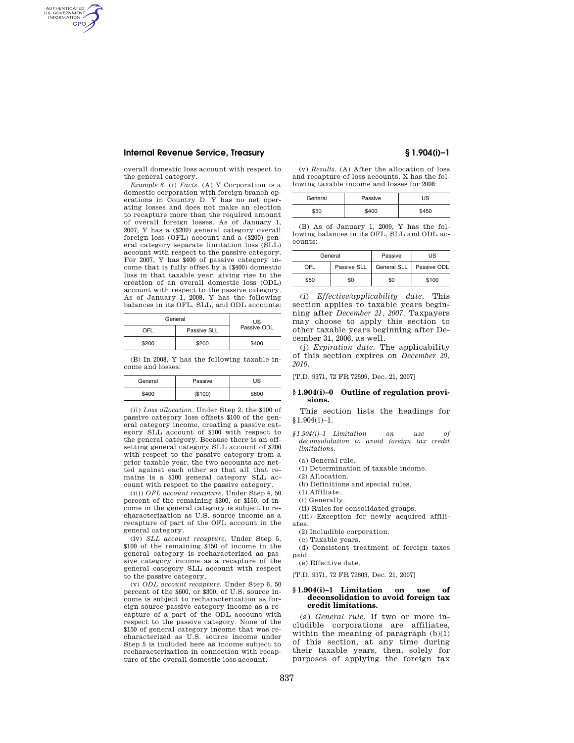overall domestic loss account with respect to the general category.

*Example 6*. (i) *Facts*. (A) Y Corporation is a domestic corporation with foreign branch operations in Country D. Y has no net operating losses and does not make an election to recapture more than the required amount of overall foreign losses. As of January 1, 2007, Y has a ($200) general category overall foreign loss (OFL) account and a ($200) general category separate limitation loss (SLL) account with respect to the passive category. For 2007, Y has $400 of passive category income that is fully offset by a ($400) domestic loss in that taxable year, giving rise to the creation of an overall domestic loss (ODL) account with respect to the passive category. As of January 1, 2008, Y has the following balances in its OFL, SLL, and ODL accounts:

| General | | US Passive ODL |
|---|---|---|
| OFL | Passive SLL | |
| $200 | $200 | $400 |

(B) In 2008, Y has the following taxable income and losses:

| General | Passive | US |
|---|---|---|
| $400 | ($100) | $600 |

(ii) *Loss allocation*. Under Step 2, the $100 of passive category loss offsets $100 of the general category income, creating a passive category SLL account of $100 with respect to the general category. Because there is an offsetting general category SLL account of $200 with respect to the passive category from a prior taxable year, the two accounts are netted against each other so that all that remains is a $100 general category SLL account with respect to the passive category.

(iii) *OFL account recapture*. Under Step 4, 50 percent of the remaining $300, or $150, of income in the general category is subject to recharacterization as U.S. source income as a recapture of part of the OFL account in the general category.

(iv) *SLL account recapture*. Under Step 5, $100 of the remaining $150 of income in the general category is recharacterized as passive category income as a recapture of the general category SLL account with respect to the passive category.

(v) *ODL account recapture*. Under Step 6, 50 percent of the $600, or $300, of U.S. source income is subject to recharacterization as foreign source passive category income as a recapture of a part of the ODL account with respect to the passive category. None of the $150 of general category income that was recharacterized as U.S. source income under Step 5 is included here as income subject to recharacterization in connection with recapture of the overall domestic loss account.

(v) *Results*. (A) After the allocation of loss and recapture of loss accounts, X has the following taxable income and losses for 2008:

| General | Passive | US |
|---|---|---|
| $50 | $400 | $450 |

(B) As of January 1, 2009, Y has the following balances in its OFL, SLL and ODL accounts:

| General | | Passive | US |
|---|---|---|---|
| OFL | Passive SLL | General SLL | Passive ODL |
| $50 | $0 | $0 | $100 |

(i) *Effective/applicability date*. This section applies to taxable years beginning after *December 21, 2007*. Taxpayers may choose to apply this section to other taxable years beginning after December 31, 2006, as well.

(j) *Expiration date*. The applicability of this section expires on *December 20, 2010*.

[T.D. 9371, 72 FR 72599, Dec. 21, 2007]

## § 1.904(i)–0 Outline of regulation provisions.

This section lists the headings for §1.904(i)–1.

*§1.904(i)–1 Limitation on use of deconsolidation to avoid foreign tax credit limitations.*

(a) General rule.

(1) Determination of taxable income.

(2) Allocation.

(b) Definitions and special rules.

(1) Affiliate.

(i) Generally.

(ii) Rules for consolidated groups.

(iii) Exception for newly acquired affiliates.

(2) Includible corporation.

(c) Taxable years.

(d) Consistent treatment of foreign taxes paid.

(e) Effective date.

[T.D. 9371, 72 FR 72603, Dec. 21, 2007]

## § 1.904(i)–1 Limitation on use of deconsolidation to avoid foreign tax credit limitations.

(a) *General rule*. If two or more includible corporations are affiliates, within the meaning of paragraph (b)(1) of this section, at any time during their taxable years, then, solely for purposes of applying the foreign tax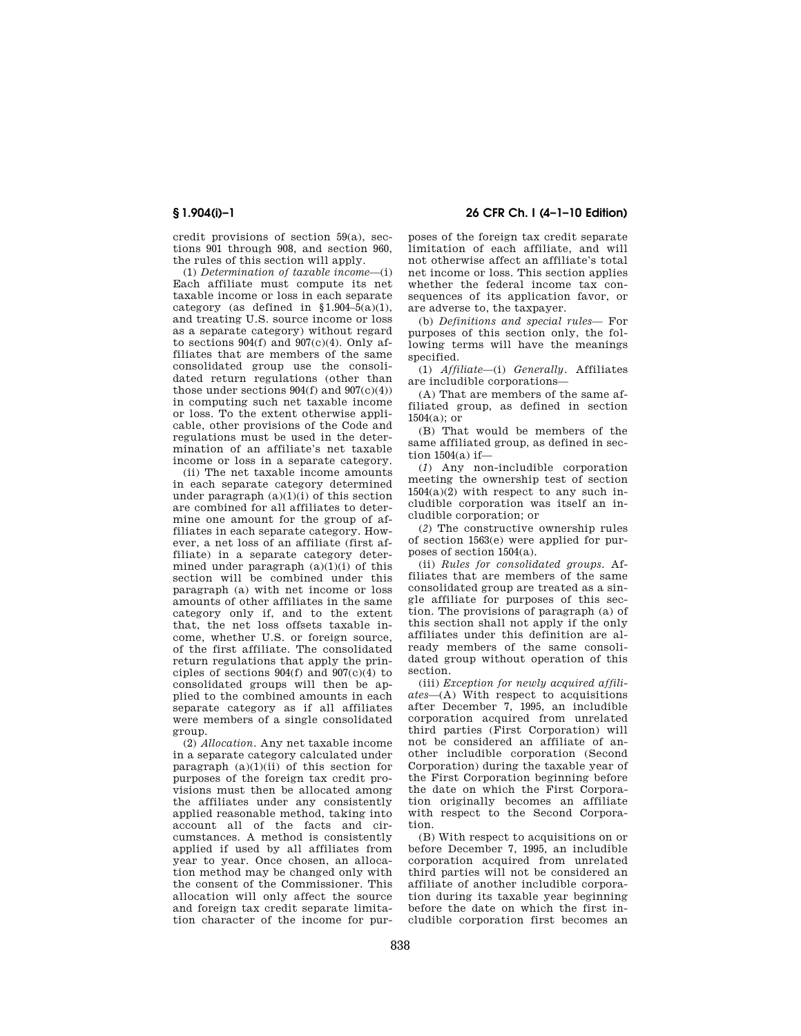credit provisions of section 59(a), sections 901 through 908, and section 960, the rules of this section will apply.

(1) *Determination of taxable income*—(i) Each affiliate must compute its net taxable income or loss in each separate category (as defined in §1.904–5(a)(1), and treating U.S. source income or loss as a separate category) without regard to sections 904(f) and 907(c)(4). Only affiliates that are members of the same consolidated group use the consolidated return regulations (other than those under sections 904(f) and 907(c)(4)) in computing such net taxable income or loss. To the extent otherwise applicable, other provisions of the Code and regulations must be used in the determination of an affiliate's net taxable income or loss in a separate category.

(ii) The net taxable income amounts in each separate category determined under paragraph (a)(1)(i) of this section are combined for all affiliates to determine one amount for the group of affiliates in each separate category. However, a net loss of an affiliate (first affiliate) in a separate category determined under paragraph (a)(1)(i) of this section will be combined under this paragraph (a) with net income or loss amounts of other affiliates in the same category only if, and to the extent that, the net loss offsets taxable income, whether U.S. or foreign source, of the first affiliate. The consolidated return regulations that apply the principles of sections 904(f) and 907(c)(4) to consolidated groups will then be applied to the combined amounts in each separate category as if all affiliates were members of a single consolidated group.

(2) *Allocation*. Any net taxable income in a separate category calculated under paragraph (a)(1)(ii) of this section for purposes of the foreign tax credit provisions must then be allocated among the affiliates under any consistently applied reasonable method, taking into account all of the facts and circumstances. A method is consistently applied if used by all affiliates from year to year. Once chosen, an allocation method may be changed only with the consent of the Commissioner. This allocation will only affect the source and foreign tax credit separate limitation character of the income for purposes of the foreign tax credit separate limitation of each affiliate, and will not otherwise affect an affiliate's total net income or loss. This section applies whether the federal income tax consequences of its application favor, or are adverse to, the taxpayer.

(b) *Definitions and special rules*— For purposes of this section only, the following terms will have the meanings specified.

(1) *Affiliate*—(i) *Generally*. Affiliates are includible corporations—

(A) That are members of the same affiliated group, as defined in section 1504(a); or

(B) That would be members of the same affiliated group, as defined in section 1504(a) if—

(*1*) Any non-includible corporation meeting the ownership test of section 1504(a)(2) with respect to any such includible corporation was itself an includible corporation; or

(*2*) The constructive ownership rules of section 1563(e) were applied for purposes of section 1504(a).

(ii) *Rules for consolidated groups*. Affiliates that are members of the same consolidated group are treated as a single affiliate for purposes of this section. The provisions of paragraph (a) of this section shall not apply if the only affiliates under this definition are already members of the same consolidated group without operation of this section.

(iii) *Exception for newly acquired affiliates*—(A) With respect to acquisitions after December 7, 1995, an includible corporation acquired from unrelated third parties (First Corporation) will not be considered an affiliate of another includible corporation (Second Corporation) during the taxable year of the First Corporation beginning before the date on which the First Corporation originally becomes an affiliate with respect to the Second Corporation.

(B) With respect to acquisitions on or before December 7, 1995, an includible corporation acquired from unrelated third parties will not be considered an affiliate of another includible corporation during its taxable year beginning before the date on which the first includible corporation first becomes an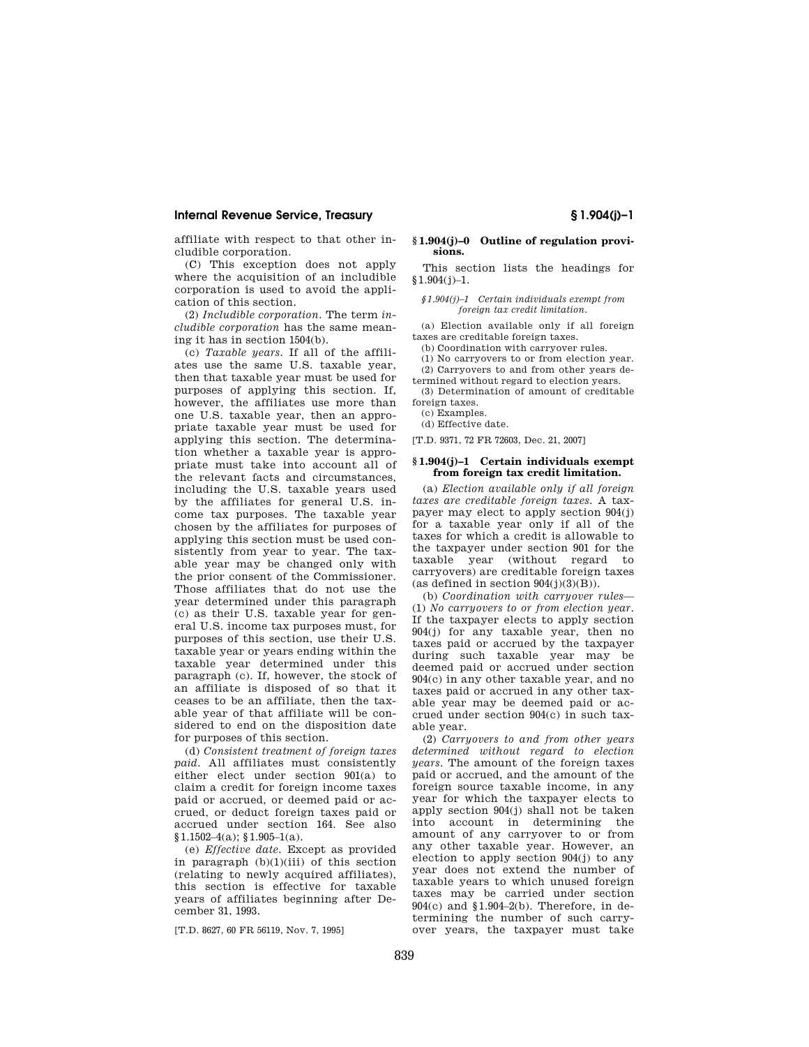affiliate with respect to that other includible corporation.

(C) This exception does not apply where the acquisition of an includible corporation is used to avoid the application of this section.

(2) *Includible corporation.* The term *includible corporation* has the same meaning it has in section 1504(b).

(c) *Taxable years.* If all of the affiliates use the same U.S. taxable year, then that taxable year must be used for purposes of applying this section. If, however, the affiliates use more than one U.S. taxable year, then an appropriate taxable year must be used for applying this section. The determination whether a taxable year is appropriate must take into account all of the relevant facts and circumstances, including the U.S. taxable years used by the affiliates for general U.S. income tax purposes. The taxable year chosen by the affiliates for purposes of applying this section must be used consistently from year to year. The taxable year may be changed only with the prior consent of the Commissioner. Those affiliates that do not use the year determined under this paragraph (c) as their U.S. taxable year for general U.S. income tax purposes must, for purposes of this section, use their U.S. taxable year or years ending within the taxable year determined under this paragraph (c). If, however, the stock of an affiliate is disposed of so that it ceases to be an affiliate, then the taxable year of that affiliate will be considered to end on the disposition date for purposes of this section.

(d) *Consistent treatment of foreign taxes paid.* All affiliates must consistently either elect under section 901(a) to claim a credit for foreign income taxes paid or accrued, or deemed paid or accrued, or deduct foreign taxes paid or accrued under section 164. See also §1.1502–4(a); §1.905–1(a).

(e) *Effective date.* Except as provided in paragraph (b)(1)(iii) of this section (relating to newly acquired affiliates), this section is effective for taxable years of affiliates beginning after December 31, 1993.

[T.D. 8627, 60 FR 56119, Nov. 7, 1995]

## §1.904(j)–0 Outline of regulation provisions.

This section lists the headings for §1.904(j)–1.

*§1.904(j)–1 Certain individuals exempt from foreign tax credit limitation.*

(a) Election available only if all foreign taxes are creditable foreign taxes.

(b) Coordination with carryover rules.

(1) No carryovers to or from election year.

(2) Carryovers to and from other years determined without regard to election years.

(3) Determination of amount of creditable foreign taxes.

(c) Examples.

(d) Effective date.

[T.D. 9371, 72 FR 72603, Dec. 21, 2007]

## §1.904(j)–1 Certain individuals exempt from foreign tax credit limitation.

(a) *Election available only if all foreign taxes are creditable foreign taxes.* A taxpayer may elect to apply section 904(j) for a taxable year only if all of the taxes for which a credit is allowable to the taxpayer under section 901 for the taxable year (without regard to carryovers) are creditable foreign taxes (as defined in section 904(j)(3)(B)).

(b) *Coordination with carryover rules*—(1) *No carryovers to or from election year.* If the taxpayer elects to apply section 904(j) for any taxable year, then no taxes paid or accrued by the taxpayer during such taxable year may be deemed paid or accrued under section 904(c) in any other taxable year, and no taxes paid or accrued in any other taxable year may be deemed paid or accrued under section 904(c) in such taxable year.

(2) *Carryovers to and from other years determined without regard to election years.* The amount of the foreign taxes paid or accrued, and the amount of the foreign source taxable income, in any year for which the taxpayer elects to apply section 904(j) shall not be taken into account in determining the amount of any carryover to or from any other taxable year. However, an election to apply section 904(j) to any year does not extend the number of taxable years to which unused foreign taxes may be carried under section 904(c) and §1.904–2(b). Therefore, in determining the number of such carryover years, the taxpayer must take